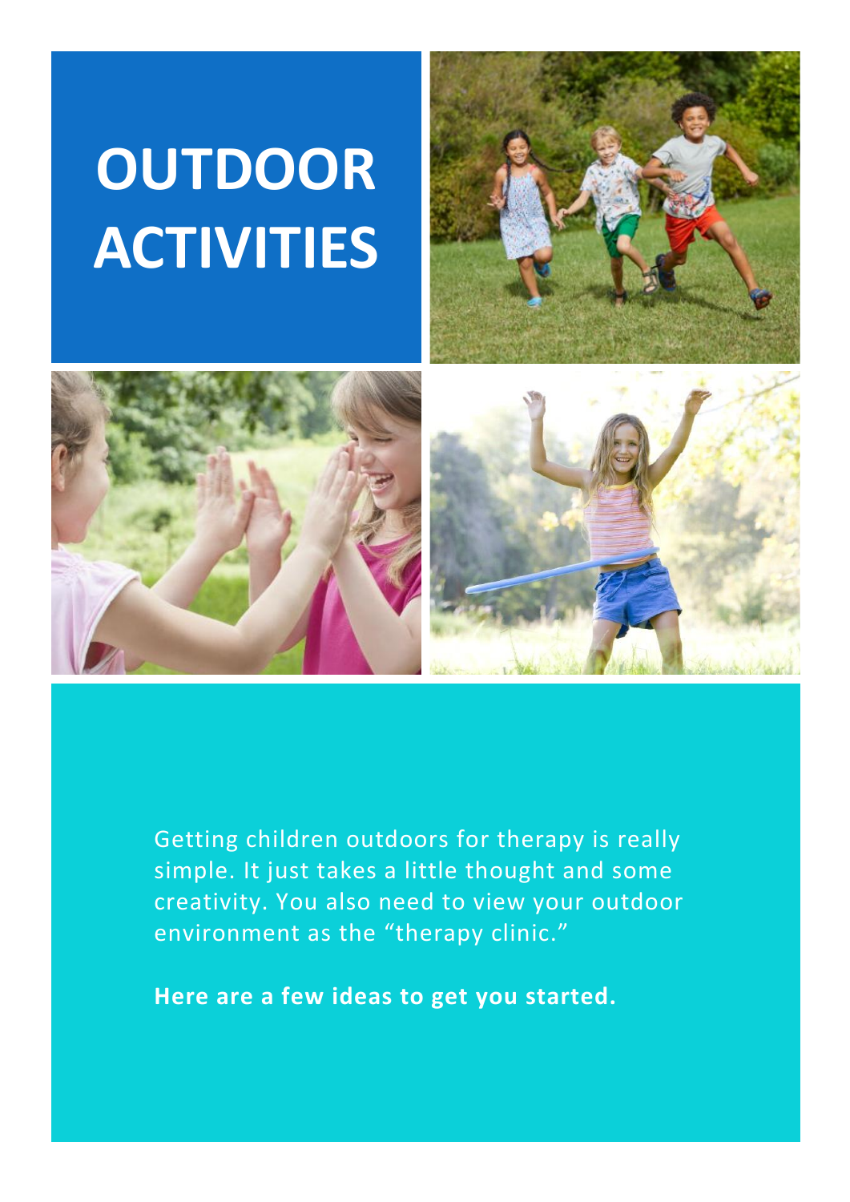# OUTDOOR ACTIVITIES

Getting children outdoors for therapy is really simple. It just takes a little thought and some creativity. You also need to view your outdoor environment as the "therapy clinic."

**Here are a few ideas to get you started.**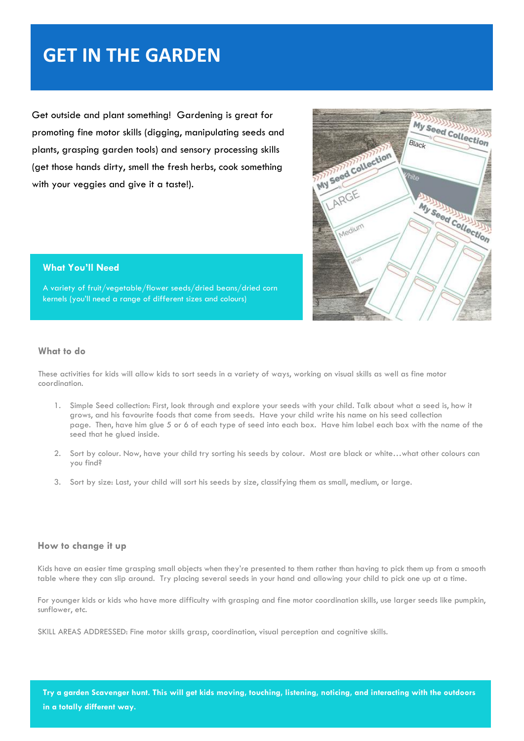# GET IN THE GARDEN

Get outside and plant something! Gardening is great for promoting fine motor skills (digging, manipulating seeds and plants, grasping garden tools) and sensory processing skills (get those hands dirty, smell the fresh herbs, cook something with your veggies and give it a taste!).

### What You'll Need

A variety of fruit/vegetable/flower seeds/dried beans/dried corn kernels (you'll need a range of different sizes and colours)

### What to do

These activities for kids will allow kids to sort seeds in a variety of ways, working on visual skills as well as fine motor coordination.

1. Simple Seed collection: First, look through and explore your seeds with your child. Talk about what a seed is, how it grows, and his favourite foods that come from seeds. Have your child write his name on his seed collection page. Then, have him glue 5 or 6 of each type of seed into each box. Have him label each box with the name of the seed that he glued inside.
2. Sort by colour. Now, have your child try sorting his seeds by colour. Most are black or white…what other colours can you find?
3. Sort by size: Last, your child will sort his seeds by size, classifying them as small, medium, or large.

### How to change it up

Kids have an easier time grasping small objects when they're presented to them rather than having to pick them up from a smooth table where they can slip around. Try placing several seeds in your hand and allowing your child to pick one up at a time.

For younger kids or kids who have more difficulty with grasping and fine motor coordination skills, use larger seeds like pumpkin, sunflower, etc.

SKILL AREAS ADDRESSED: Fine motor skills grasp, coordination, visual perception and cognitive skills.

**Try a garden Scavenger hunt. This will get kids moving, touching, listening, noticing, and interacting with the outdoors in a totally different way.**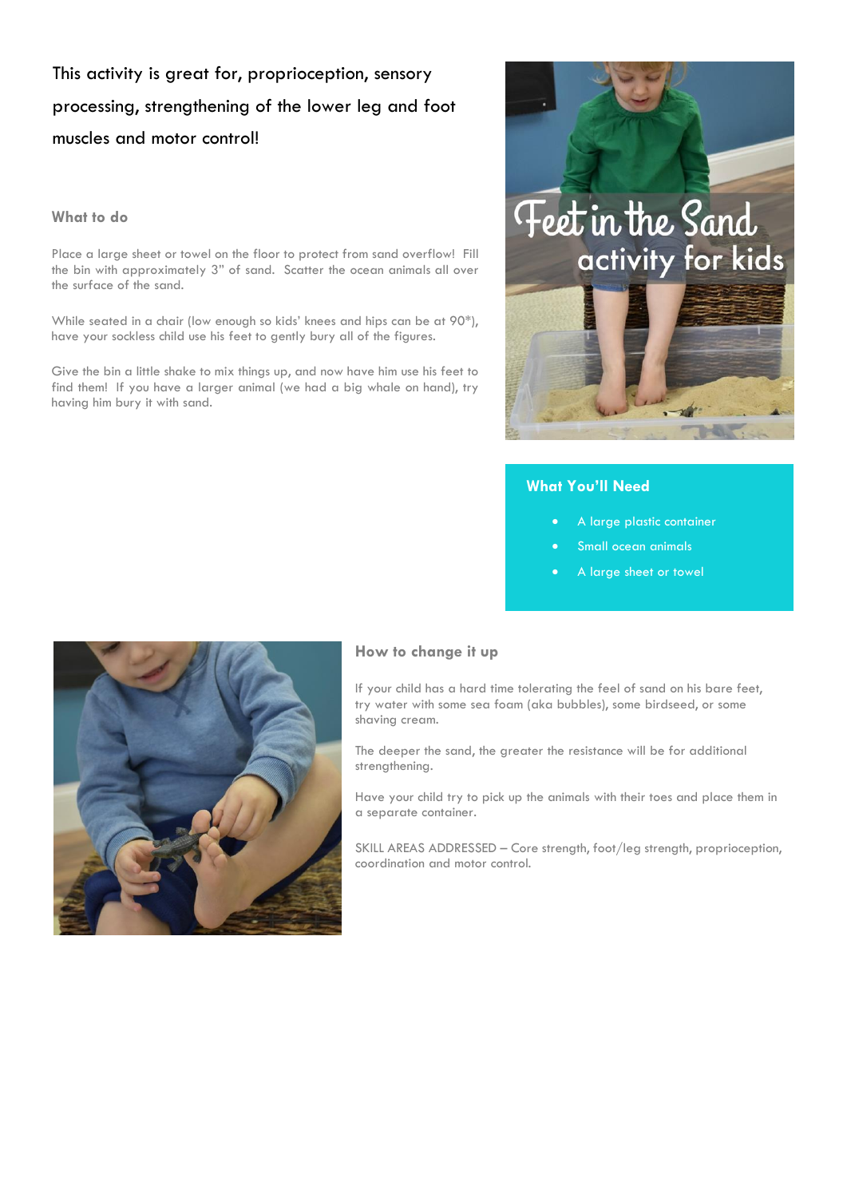This activity is great for, proprioception, sensory processing, strengthening of the lower leg and foot muscles and motor control!

# Feet in the Sand activity for kids

### What to do

Place a large sheet or towel on the floor to protect from sand overflow! Fill the bin with approximately 3" of sand. Scatter the ocean animals all over the surface of the sand.

While seated in a chair (low enough so kids' knees and hips can be at 90*), have your sockless child use his feet to gently bury all of the figures.

Give the bin a little shake to mix things up, and now have him use his feet to find them! If you have a larger animal (we had a big whale on hand), try having him bury it with sand.

### What You'll Need

- A large plastic container
- Small ocean animals
- A large sheet or towel

### How to change it up

If your child has a hard time tolerating the feel of sand on his bare feet, try water with some sea foam (aka bubbles), some birdseed, or some shaving cream.

The deeper the sand, the greater the resistance will be for additional strengthening.

Have your child try to pick up the animals with their toes and place them in a separate container.

SKILL AREAS ADDRESSED – Core strength, foot/leg strength, proprioception, coordination and motor control.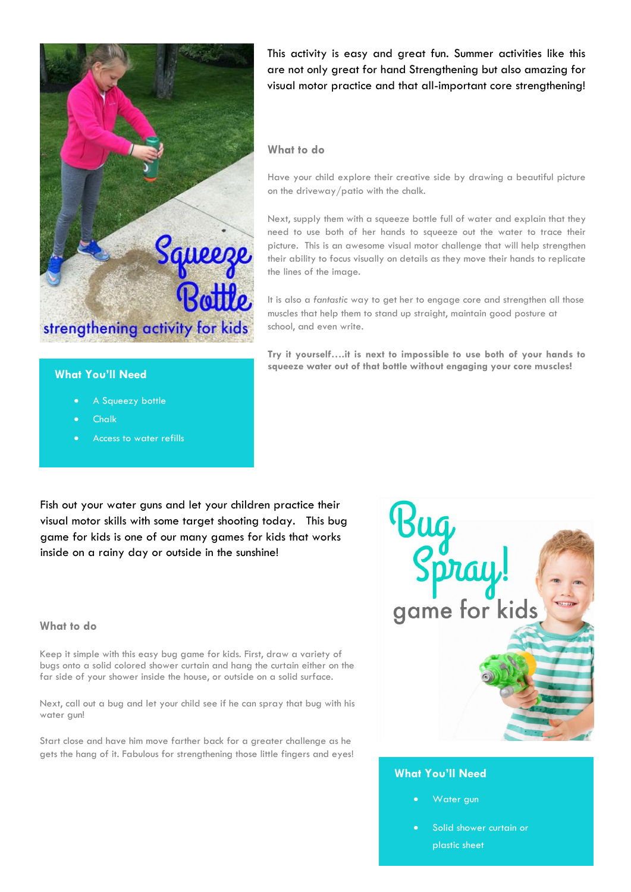This activity is easy and great fun. Summer activities like this are not only great for hand Strengthening but also amazing for visual motor practice and that all-important core strengthening!

### What You'll Need

- A Squeezy bottle
- Chalk
- Access to water refills

### What to do

Have your child explore their creative side by drawing a beautiful picture on the driveway/patio with the chalk.

Next, supply them with a squeeze bottle full of water and explain that they need to use both of her hands to squeeze out the water to trace their picture. This is an awesome visual motor challenge that will help strengthen their ability to focus visually on details as they move their hands to replicate the lines of the image.

It is also a *fantastic* way to get her to engage core and strengthen all those muscles that help them to stand up straight, maintain good posture at school, and even write.

**Try it yourself….it is next to impossible to use both of your hands to squeeze water out of that bottle without engaging your core muscles!**

Fish out your water guns and let your children practice their visual motor skills with some target shooting today. This bug game for kids is one of our many games for kids that works inside on a rainy day or outside in the sunshine!

### What to do

Keep it simple with this easy bug game for kids. First, draw a variety of bugs onto a solid colored shower curtain and hang the curtain either on the far side of your shower inside the house, or outside on a solid surface.

Next, call out a bug and let your child see if he can spray that bug with his water gun!

Start close and have him move farther back for a greater challenge as he gets the hang of it. Fabulous for strengthening those little fingers and eyes!

### What You'll Need

- Water gun
- Solid shower curtain or plastic sheet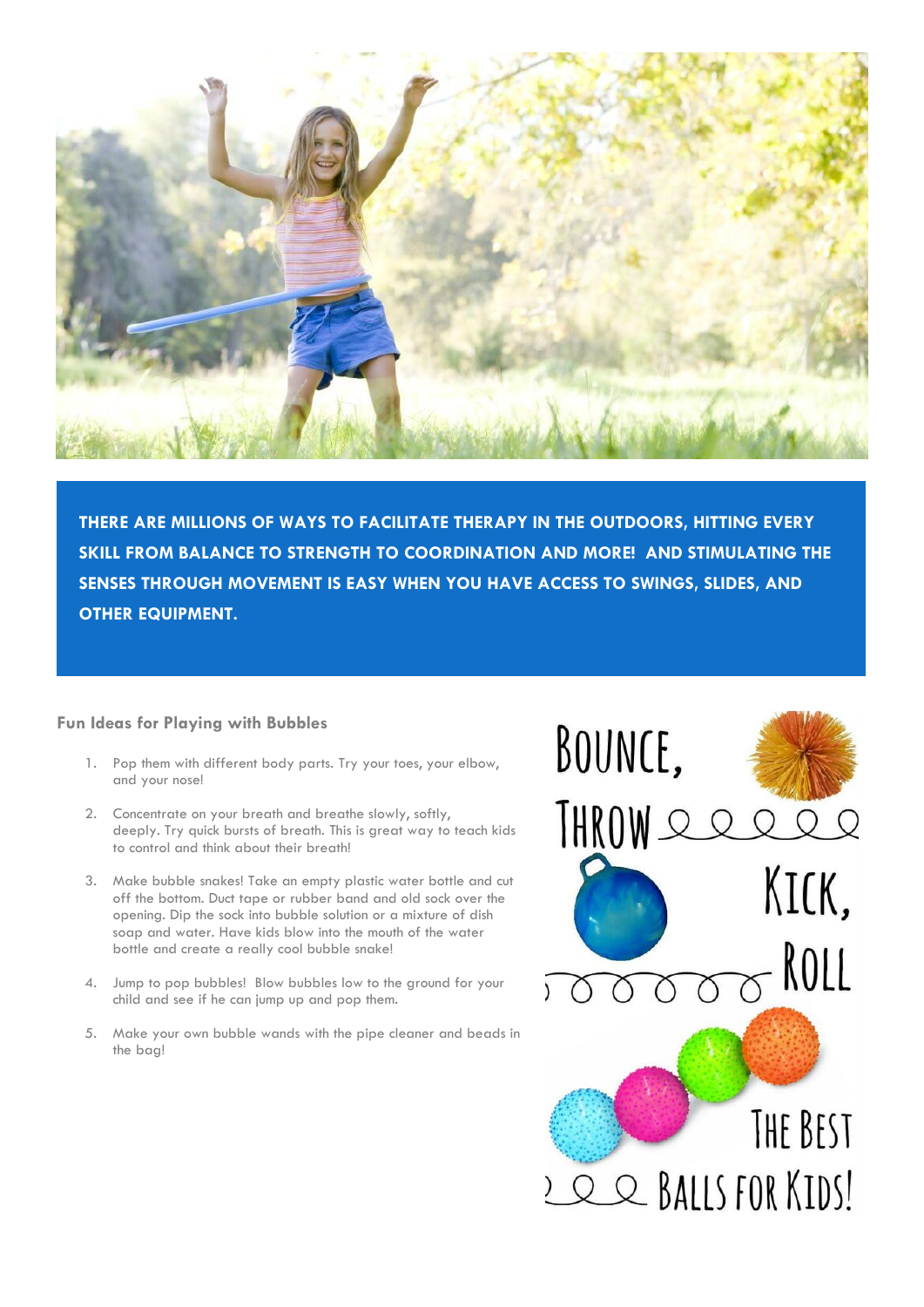**THERE ARE MILLIONS OF WAYS TO FACILITATE THERAPY IN THE OUTDOORS, HITTING EVERY SKILL FROM BALANCE TO STRENGTH TO COORDINATION AND MORE! AND STIMULATING THE SENSES THROUGH MOVEMENT IS EASY WHEN YOU HAVE ACCESS TO SWINGS, SLIDES, AND OTHER EQUIPMENT.**

### Fun Ideas for Playing with Bubbles

1. Pop them with different body parts. Try your toes, your elbow, and your nose!
2. Concentrate on your breath and breathe slowly, softly, deeply. Try quick bursts of breath. This is great way to teach kids to control and think about their breath!
3. Make bubble snakes! Take an empty plastic water bottle and cut off the bottom. Duct tape or rubber band and old sock over the opening. Dip the sock into bubble solution or a mixture of dish soap and water. Have kids blow into the mouth of the water bottle and create a really cool bubble snake!
4. Jump to pop bubbles! Blow bubbles low to the ground for your child and see if he can jump up and pop them.
5. Make your own bubble wands with the pipe cleaner and beads in the bag!

Bounce, Throw, Kick, Roll — The Best Balls for Kids!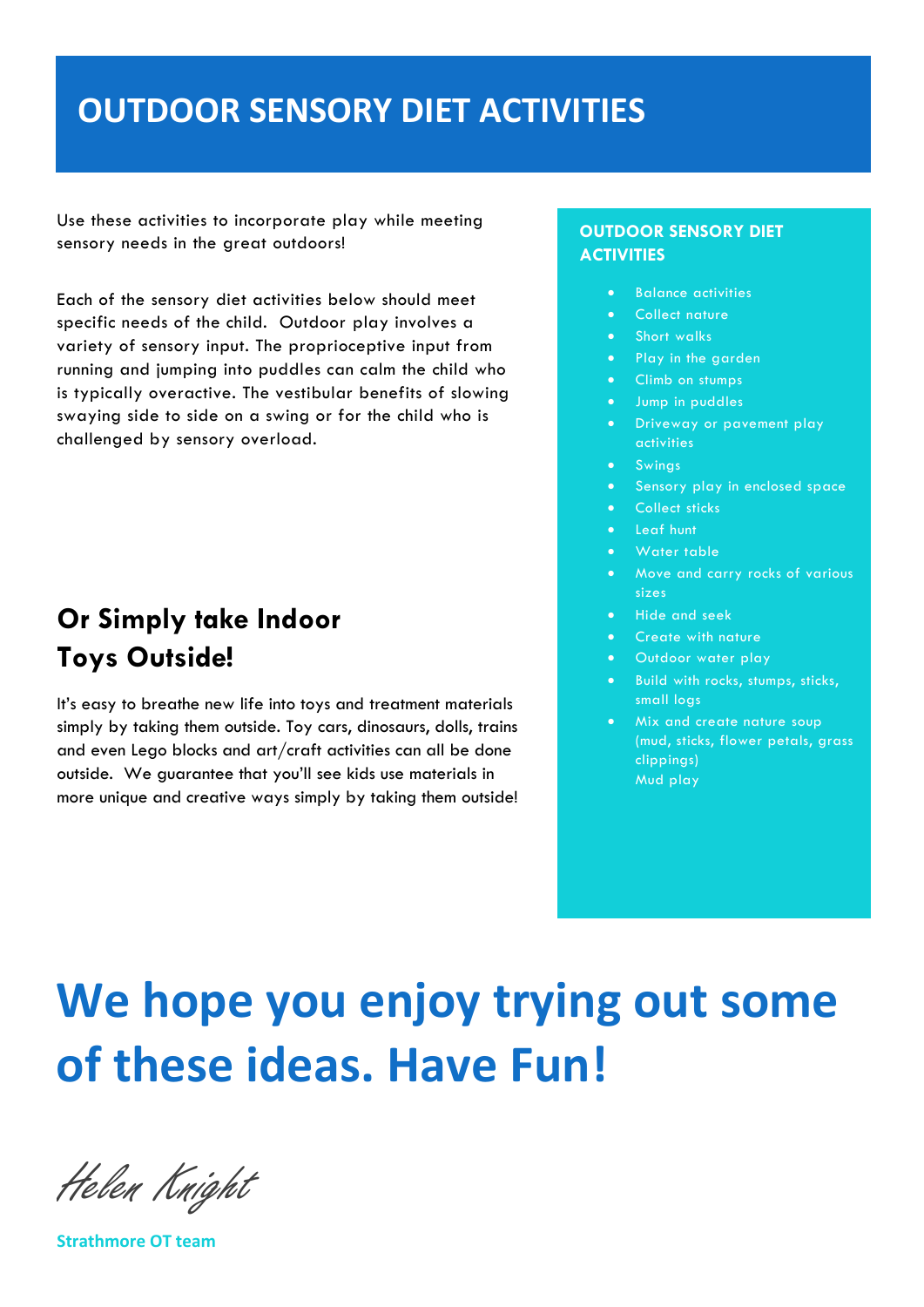# OUTDOOR SENSORY DIET ACTIVITIES

Use these activities to incorporate play while meeting sensory needs in the great outdoors!

Each of the sensory diet activities below should meet specific needs of the child. Outdoor play involves a variety of sensory input. The proprioceptive input from running and jumping into puddles can calm the child who is typically overactive. The vestibular benefits of slowing swaying side to side on a swing or for the child who is challenged by sensory overload.

## Or Simply take Indoor Toys Outside!

It's easy to breathe new life into toys and treatment materials simply by taking them outside. Toy cars, dinosaurs, dolls, trains and even Lego blocks and art/craft activities can all be done outside. We guarantee that you'll see kids use materials in more unique and creative ways simply by taking them outside!

### OUTDOOR SENSORY DIET ACTIVITIES

- Balance activities
- Collect nature
- Short walks
- Play in the garden
- Climb on stumps
- Jump in puddles
- Driveway or pavement play activities
- Swings
- Sensory play in enclosed space
- Collect sticks
- Leaf hunt
- Water table
- Move and carry rocks of various sizes
- Hide and seek
- Create with nature
- Outdoor water play
- Build with rocks, stumps, sticks, small logs
- Mix and create nature soup (mud, sticks, flower petals, grass clippings)
  Mud play

# We hope you enjoy trying out some of these ideas. Have Fun!

Helen Knight

**Strathmore OT team**